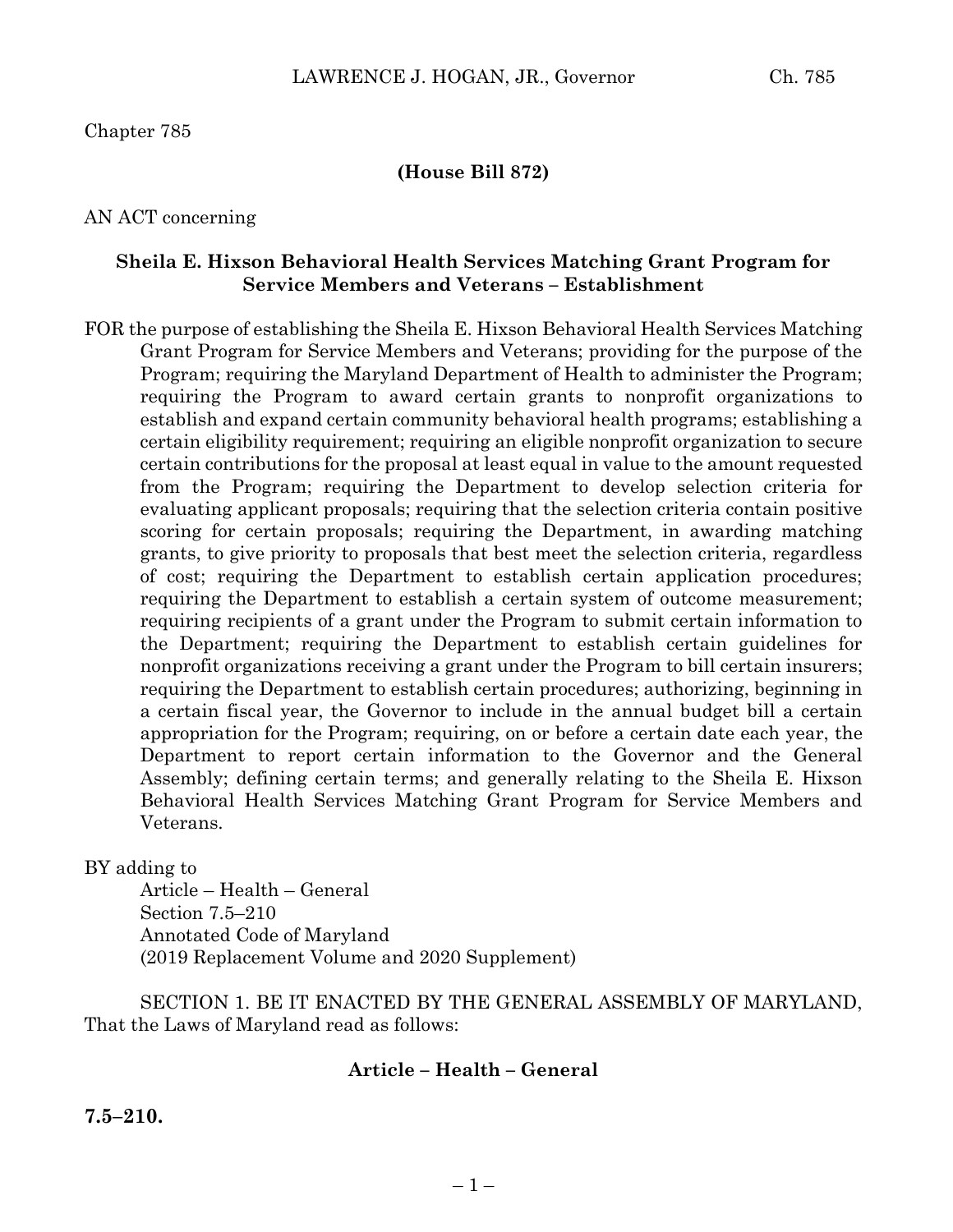Chapter 785

**(House Bill 872)**

AN ACT concerning

**Sheila E. Hixson Behavioral Health Services Matching Grant Program for Service Members and Veterans – Establishment**

FOR the purpose of establishing the Sheila E. Hixson Behavioral Health Services Matching Grant Program for Service Members and Veterans; providing for the purpose of the Program; requiring the Maryland Department of Health to administer the Program; requiring the Program to award certain grants to nonprofit organizations to establish and expand certain community behavioral health programs; establishing a certain eligibility requirement; requiring an eligible nonprofit organization to secure certain contributions for the proposal at least equal in value to the amount requested from the Program; requiring the Department to develop selection criteria for evaluating applicant proposals; requiring that the selection criteria contain positive scoring for certain proposals; requiring the Department, in awarding matching grants, to give priority to proposals that best meet the selection criteria, regardless of cost; requiring the Department to establish certain application procedures; requiring the Department to establish a certain system of outcome measurement; requiring recipients of a grant under the Program to submit certain information to the Department; requiring the Department to establish certain guidelines for nonprofit organizations receiving a grant under the Program to bill certain insurers; requiring the Department to establish certain procedures; authorizing, beginning in a certain fiscal year, the Governor to include in the annual budget bill a certain appropriation for the Program; requiring, on or before a certain date each year, the Department to report certain information to the Governor and the General Assembly; defining certain terms; and generally relating to the Sheila E. Hixson Behavioral Health Services Matching Grant Program for Service Members and Veterans.

BY adding to
Article – Health – General
Section 7.5–210
Annotated Code of Maryland
(2019 Replacement Volume and 2020 Supplement)

SECTION 1. BE IT ENACTED BY THE GENERAL ASSEMBLY OF MARYLAND, That the Laws of Maryland read as follows:

**Article – Health – General**

**7.5–210.**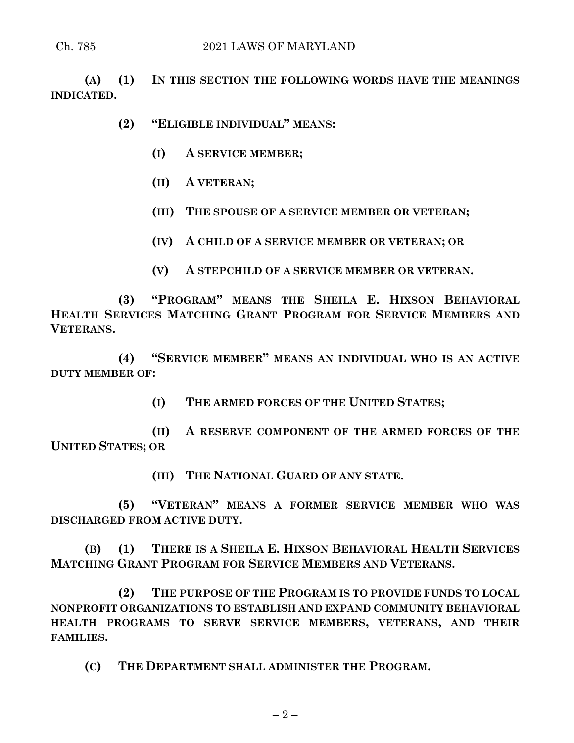**(A) (1) IN THIS SECTION THE FOLLOWING WORDS HAVE THE MEANINGS INDICATED.**

**(2) "ELIGIBLE INDIVIDUAL" MEANS:**

**(I) A SERVICE MEMBER;**

**(II) A VETERAN;**

**(III) THE SPOUSE OF A SERVICE MEMBER OR VETERAN;**

**(IV) A CHILD OF A SERVICE MEMBER OR VETERAN; OR**

**(V) A STEPCHILD OF A SERVICE MEMBER OR VETERAN.**

**(3) "PROGRAM" MEANS THE SHEILA E. HIXSON BEHAVIORAL HEALTH SERVICES MATCHING GRANT PROGRAM FOR SERVICE MEMBERS AND VETERANS.**

**(4) "SERVICE MEMBER" MEANS AN INDIVIDUAL WHO IS AN ACTIVE DUTY MEMBER OF:**

**(I) THE ARMED FORCES OF THE UNITED STATES;**

**(II) A RESERVE COMPONENT OF THE ARMED FORCES OF THE UNITED STATES; OR**

**(III) THE NATIONAL GUARD OF ANY STATE.**

**(5) "VETERAN" MEANS A FORMER SERVICE MEMBER WHO WAS DISCHARGED FROM ACTIVE DUTY.**

**(B) (1) THERE IS A SHEILA E. HIXSON BEHAVIORAL HEALTH SERVICES MATCHING GRANT PROGRAM FOR SERVICE MEMBERS AND VETERANS.**

**(2) THE PURPOSE OF THE PROGRAM IS TO PROVIDE FUNDS TO LOCAL NONPROFIT ORGANIZATIONS TO ESTABLISH AND EXPAND COMMUNITY BEHAVIORAL HEALTH PROGRAMS TO SERVE SERVICE MEMBERS, VETERANS, AND THEIR FAMILIES.**

**(C) THE DEPARTMENT SHALL ADMINISTER THE PROGRAM.**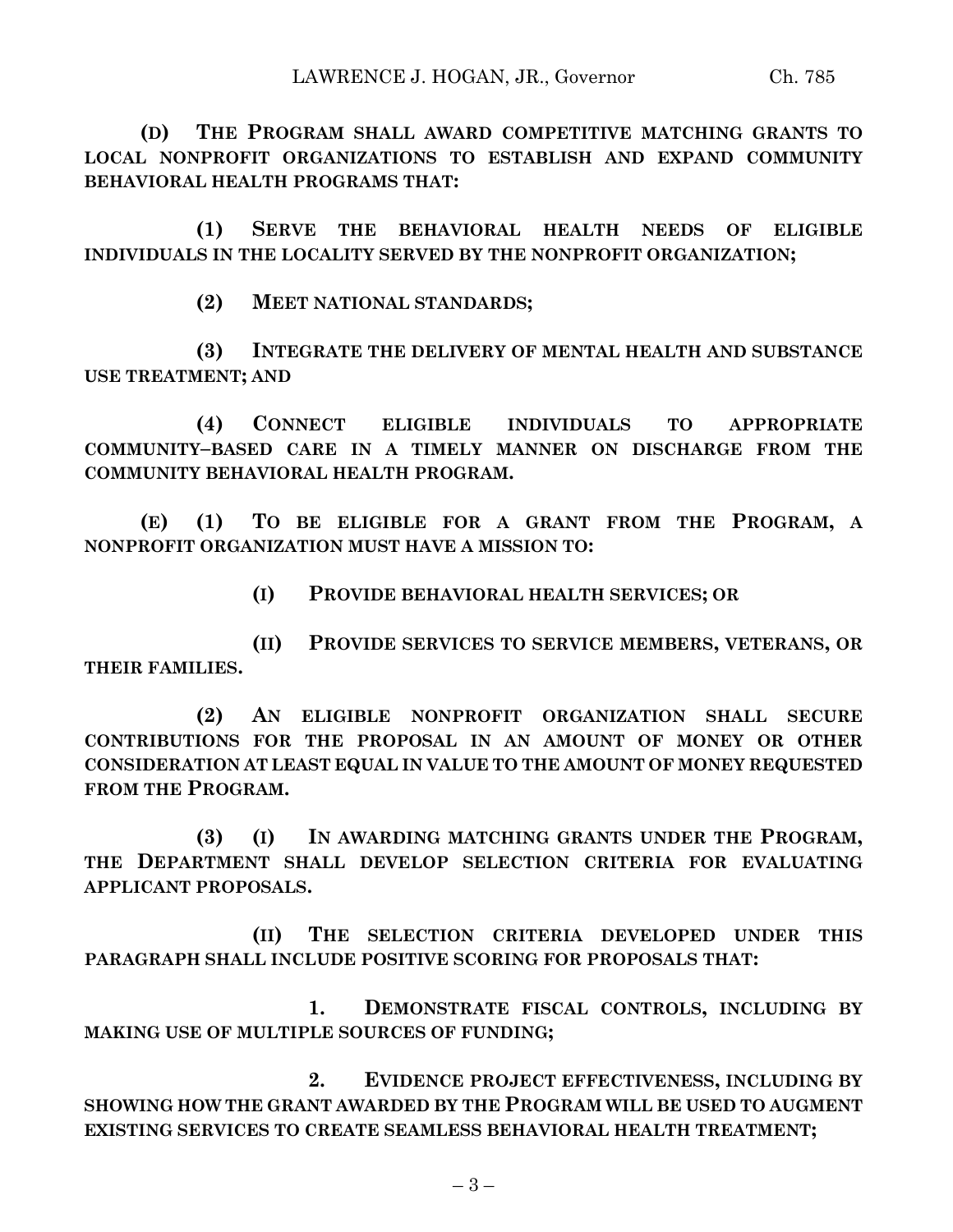**(D) THE PROGRAM SHALL AWARD COMPETITIVE MATCHING GRANTS TO LOCAL NONPROFIT ORGANIZATIONS TO ESTABLISH AND EXPAND COMMUNITY BEHAVIORAL HEALTH PROGRAMS THAT:**

**(1) SERVE THE BEHAVIORAL HEALTH NEEDS OF ELIGIBLE INDIVIDUALS IN THE LOCALITY SERVED BY THE NONPROFIT ORGANIZATION;**

**(2) MEET NATIONAL STANDARDS;**

**(3) INTEGRATE THE DELIVERY OF MENTAL HEALTH AND SUBSTANCE USE TREATMENT; AND**

**(4) CONNECT ELIGIBLE INDIVIDUALS TO APPROPRIATE COMMUNITY–BASED CARE IN A TIMELY MANNER ON DISCHARGE FROM THE COMMUNITY BEHAVIORAL HEALTH PROGRAM.**

**(E) (1) TO BE ELIGIBLE FOR A GRANT FROM THE PROGRAM, A NONPROFIT ORGANIZATION MUST HAVE A MISSION TO:**

**(I) PROVIDE BEHAVIORAL HEALTH SERVICES; OR**

**(II) PROVIDE SERVICES TO SERVICE MEMBERS, VETERANS, OR THEIR FAMILIES.**

**(2) AN ELIGIBLE NONPROFIT ORGANIZATION SHALL SECURE CONTRIBUTIONS FOR THE PROPOSAL IN AN AMOUNT OF MONEY OR OTHER CONSIDERATION AT LEAST EQUAL IN VALUE TO THE AMOUNT OF MONEY REQUESTED FROM THE PROGRAM.**

**(3) (I) IN AWARDING MATCHING GRANTS UNDER THE PROGRAM, THE DEPARTMENT SHALL DEVELOP SELECTION CRITERIA FOR EVALUATING APPLICANT PROPOSALS.**

**(II) THE SELECTION CRITERIA DEVELOPED UNDER THIS PARAGRAPH SHALL INCLUDE POSITIVE SCORING FOR PROPOSALS THAT:**

**1. DEMONSTRATE FISCAL CONTROLS, INCLUDING BY MAKING USE OF MULTIPLE SOURCES OF FUNDING;**

**2. EVIDENCE PROJECT EFFECTIVENESS, INCLUDING BY SHOWING HOW THE GRANT AWARDED BY THE PROGRAM WILL BE USED TO AUGMENT EXISTING SERVICES TO CREATE SEAMLESS BEHAVIORAL HEALTH TREATMENT;**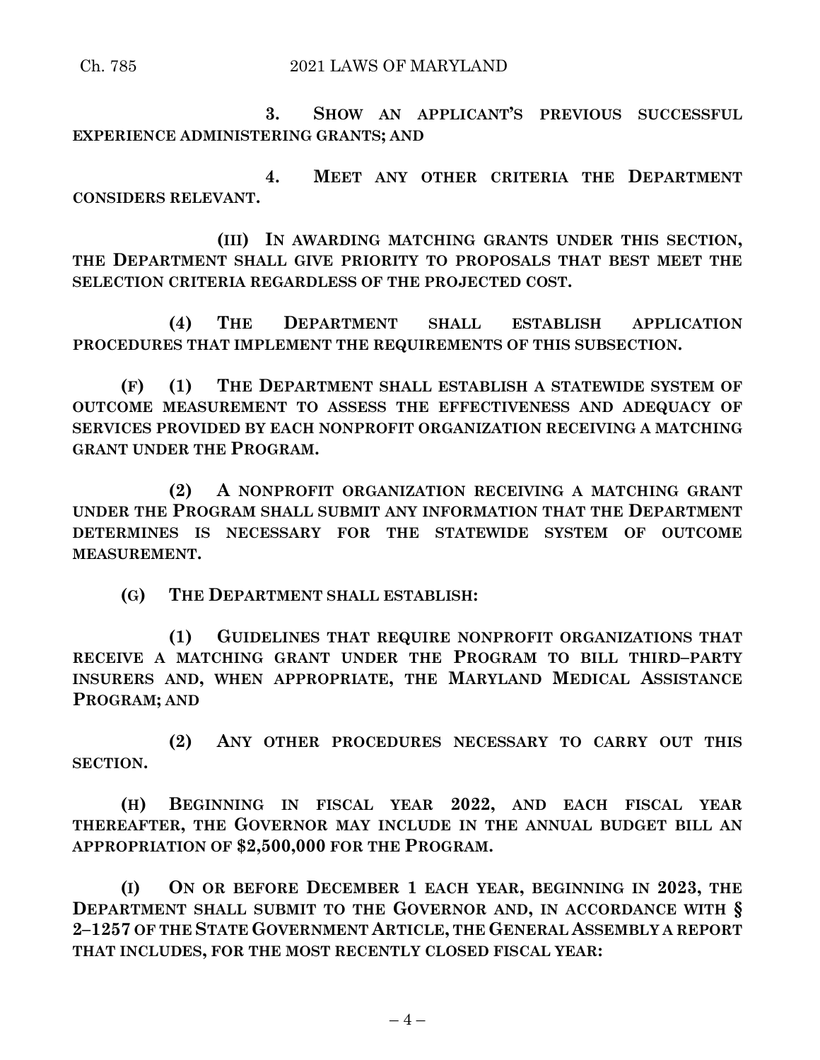**3. SHOW AN APPLICANT'S PREVIOUS SUCCESSFUL EXPERIENCE ADMINISTERING GRANTS; AND**

**4. MEET ANY OTHER CRITERIA THE DEPARTMENT CONSIDERS RELEVANT.**

**(III) IN AWARDING MATCHING GRANTS UNDER THIS SECTION, THE DEPARTMENT SHALL GIVE PRIORITY TO PROPOSALS THAT BEST MEET THE SELECTION CRITERIA REGARDLESS OF THE PROJECTED COST.**

**(4) THE DEPARTMENT SHALL ESTABLISH APPLICATION PROCEDURES THAT IMPLEMENT THE REQUIREMENTS OF THIS SUBSECTION.**

**(F) (1) THE DEPARTMENT SHALL ESTABLISH A STATEWIDE SYSTEM OF OUTCOME MEASUREMENT TO ASSESS THE EFFECTIVENESS AND ADEQUACY OF SERVICES PROVIDED BY EACH NONPROFIT ORGANIZATION RECEIVING A MATCHING GRANT UNDER THE PROGRAM.**

**(2) A NONPROFIT ORGANIZATION RECEIVING A MATCHING GRANT UNDER THE PROGRAM SHALL SUBMIT ANY INFORMATION THAT THE DEPARTMENT DETERMINES IS NECESSARY FOR THE STATEWIDE SYSTEM OF OUTCOME MEASUREMENT.**

**(G) THE DEPARTMENT SHALL ESTABLISH:**

**(1) GUIDELINES THAT REQUIRE NONPROFIT ORGANIZATIONS THAT RECEIVE A MATCHING GRANT UNDER THE PROGRAM TO BILL THIRD–PARTY INSURERS AND, WHEN APPROPRIATE, THE MARYLAND MEDICAL ASSISTANCE PROGRAM; AND**

**(2) ANY OTHER PROCEDURES NECESSARY TO CARRY OUT THIS SECTION.**

**(H) BEGINNING IN FISCAL YEAR 2022, AND EACH FISCAL YEAR THEREAFTER, THE GOVERNOR MAY INCLUDE IN THE ANNUAL BUDGET BILL AN APPROPRIATION OF $2,500,000 FOR THE PROGRAM.**

**(I) ON OR BEFORE DECEMBER 1 EACH YEAR, BEGINNING IN 2023, THE DEPARTMENT SHALL SUBMIT TO THE GOVERNOR AND, IN ACCORDANCE WITH § 2–1257 OF THE STATE GOVERNMENT ARTICLE, THE GENERAL ASSEMBLY A REPORT THAT INCLUDES, FOR THE MOST RECENTLY CLOSED FISCAL YEAR:**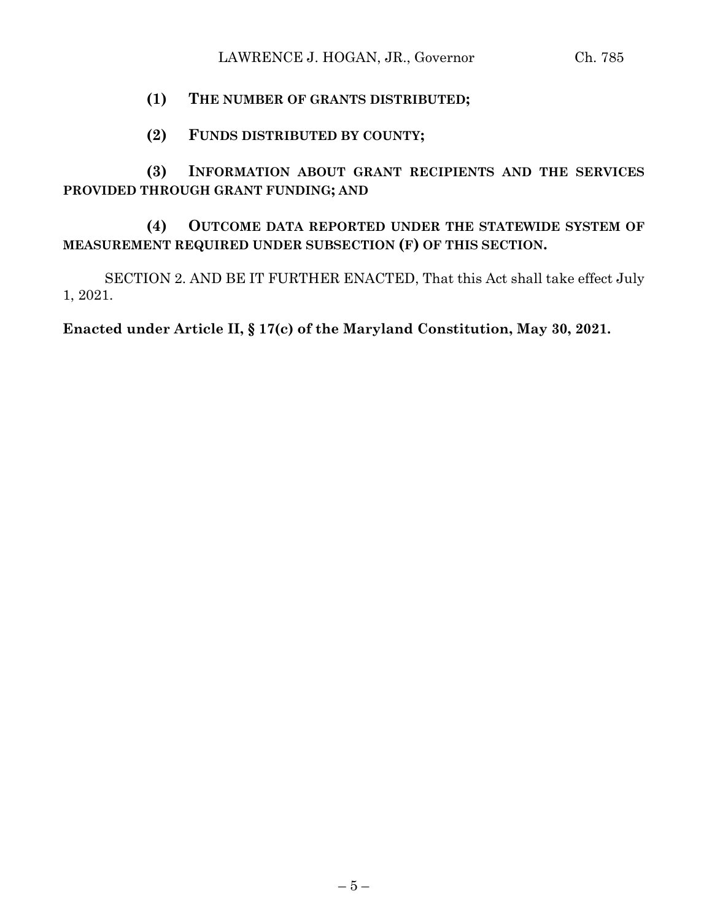**(1) THE NUMBER OF GRANTS DISTRIBUTED;**

**(2) FUNDS DISTRIBUTED BY COUNTY;**

**(3) INFORMATION ABOUT GRANT RECIPIENTS AND THE SERVICES PROVIDED THROUGH GRANT FUNDING; AND**

**(4) OUTCOME DATA REPORTED UNDER THE STATEWIDE SYSTEM OF MEASUREMENT REQUIRED UNDER SUBSECTION (F) OF THIS SECTION.**

SECTION 2. AND BE IT FURTHER ENACTED, That this Act shall take effect July 1, 2021.

**Enacted under Article II, § 17(c) of the Maryland Constitution, May 30, 2021.**